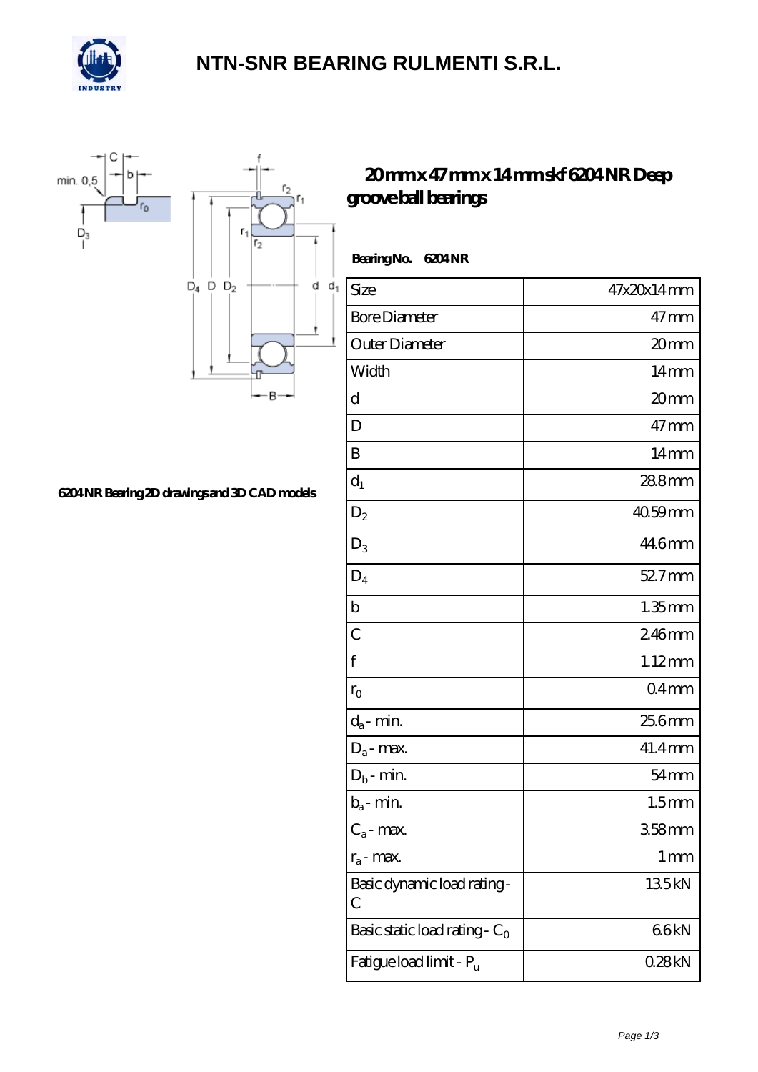# NTN-SNR BEARING RULMENTI S.R.L.

## 20 mm x 47 mm x 14 mm skf 6204 NR Deep groove ball bearings

**Bearing No.** **6204 NR**

6204 NR Bearing 2D drawings and 3D CAD models

| Size | 47x20x14 mm |
|---|---|
| Bore Diameter | 47 mm |
| Outer Diameter | 20 mm |
| Width | 14 mm |
| d | 20 mm |
| D | 47 mm |
| B | 14 mm |
| $d_1$ | 28.8 mm |
| $D_2$ | 40.59 mm |
| $D_3$ | 44.6 mm |
| $D_4$ | 52.7 mm |
| b | 1.35 mm |
| C | 2.46 mm |
| f | 1.12 mm |
| $r_0$ | 0.4 mm |
| $d_a$ - min. | 25.6 mm |
| $D_a$ - max. | 41.4 mm |
| $D_b$ - min. | 54 mm |
| $b_a$ - min. | 1.5 mm |
| $C_a$ - max. | 3.58 mm |
| $r_a$ - max. | 1 mm |
| Basic dynamic load rating - C | 13.5 kN |
| Basic static load rating - $C_0$ | 6.6 kN |
| Fatigue load limit - $P_u$ | 0.28 kN |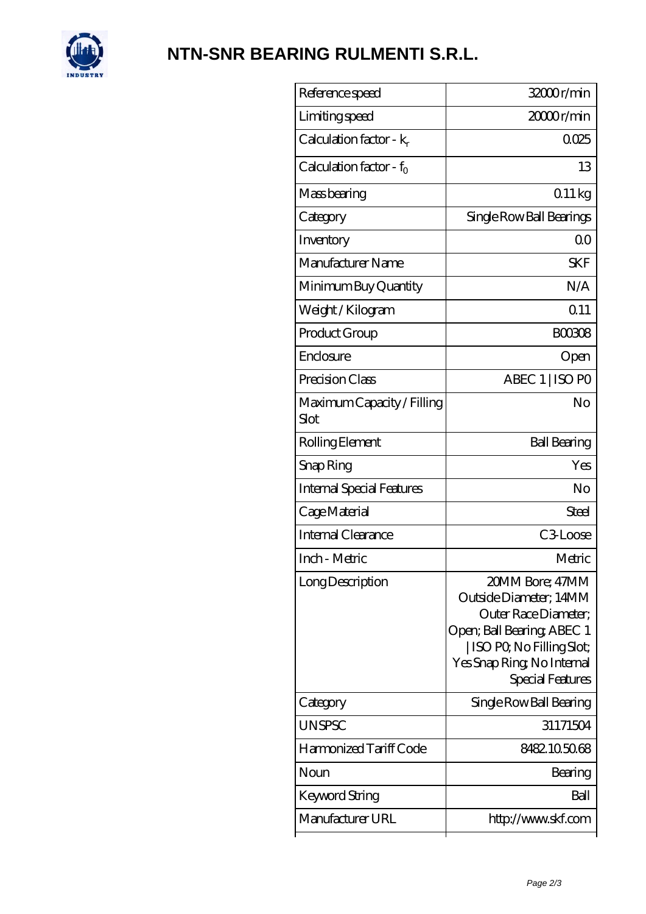# NTN-SNR BEARING RULMENTI S.R.L.

| | |
|---|---|
| Reference speed | 32000 r/min |
| Limiting speed | 20000 r/min |
| Calculation factor - $k_r$ | 0.025 |
| Calculation factor - $f_0$ | 13 |
| Mass bearing | 0.11 kg |
| Category | Single Row Ball Bearings |
| Inventory | 0.0 |
| Manufacturer Name | SKF |
| Minimum Buy Quantity | N/A |
| Weight / Kilogram | 0.11 |
| Product Group | B00308 |
| Enclosure | Open |
| Precision Class | ABEC 1 \| ISO P0 |
| Maximum Capacity / Filling Slot | No |
| Rolling Element | Ball Bearing |
| Snap Ring | Yes |
| Internal Special Features | No |
| Cage Material | Steel |
| Internal Clearance | C3-Loose |
| Inch - Metric | Metric |
| Long Description | 20MM Bore; 47MM Outside Diameter; 14MM Outer Race Diameter; Open; Ball Bearing; ABEC 1 \| ISO P0; No Filling Slot; Yes Snap Ring; No Internal Special Features |
| Category | Single Row Ball Bearing |
| UNSPSC | 31171504 |
| Harmonized Tariff Code | 8482.10.50.68 |
| Noun | Bearing |
| Keyword String | Ball |
| Manufacturer URL | http://www.skf.com |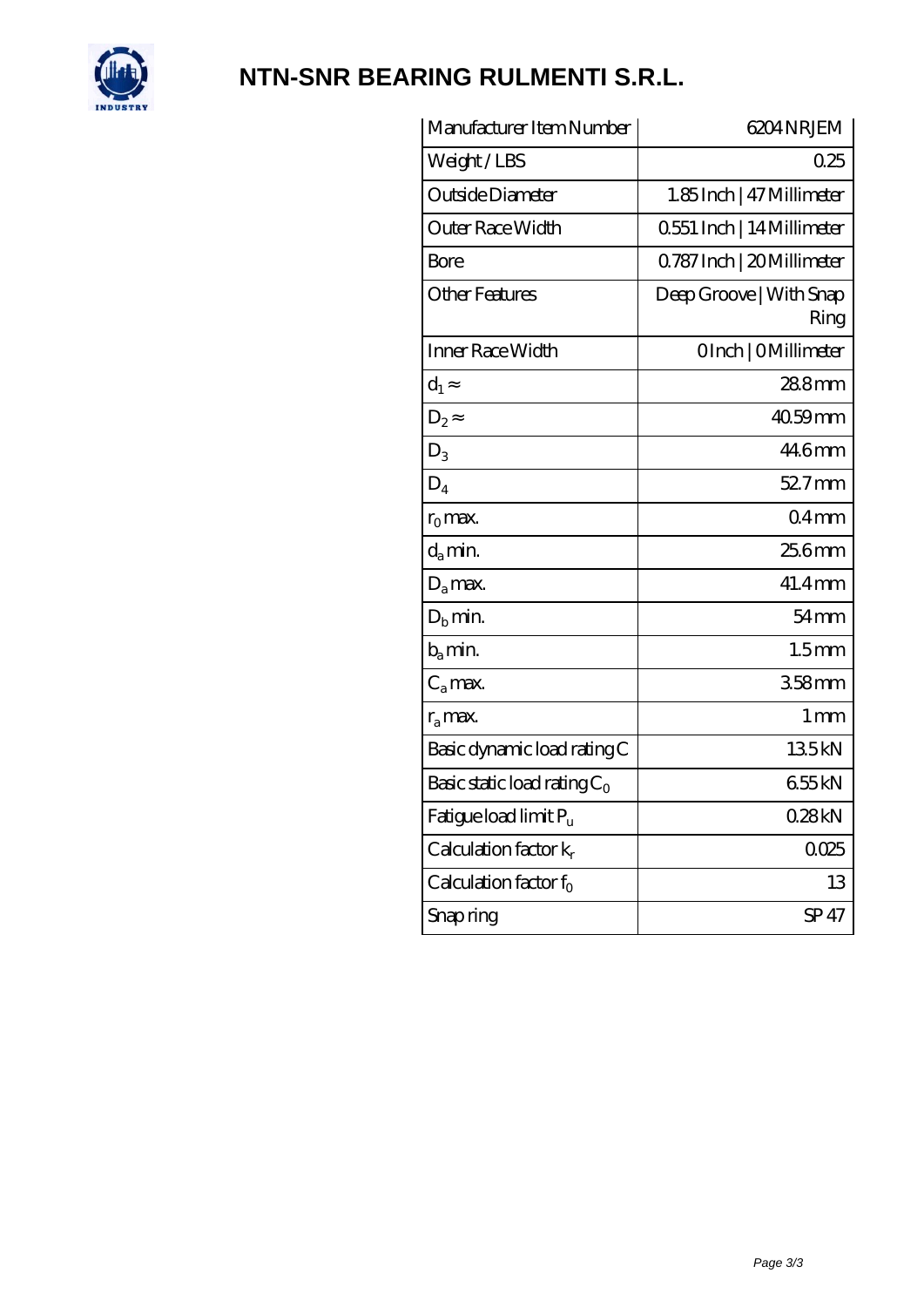# NTN-SNR BEARING RULMENTI S.R.L.

| | |
|---|---|
| Manufacturer Item Number | 6204 NRJEM |
| Weight / LBS | 0.25 |
| Outside Diameter | 1.85 Inch \| 47 Millimeter |
| Outer Race Width | 0.551 Inch \| 14 Millimeter |
| Bore | 0.787 Inch \| 20 Millimeter |
| Other Features | Deep Groove \| With Snap Ring |
| Inner Race Width | 0 Inch \| 0 Millimeter |
| $d_1 \approx$ | 28.8 mm |
| $D_2 \approx$ | 40.59 mm |
| $D_3$ | 44.6 mm |
| $D_4$ | 52.7 mm |
| $r_0$ max. | 0.4 mm |
| $d_a$ min. | 25.6 mm |
| $D_a$ max. | 41.4 mm |
| $D_b$ min. | 54 mm |
| $b_a$ min. | 1.5 mm |
| $C_a$ max. | 3.58 mm |
| $r_a$ max. | 1 mm |
| Basic dynamic load rating C | 13.5 kN |
| Basic static load rating $C_0$ | 6.55 kN |
| Fatigue load limit $P_u$ | 0.28 kN |
| Calculation factor $k_r$ | 0.025 |
| Calculation factor $f_0$ | 13 |
| Snap ring | SP 47 |